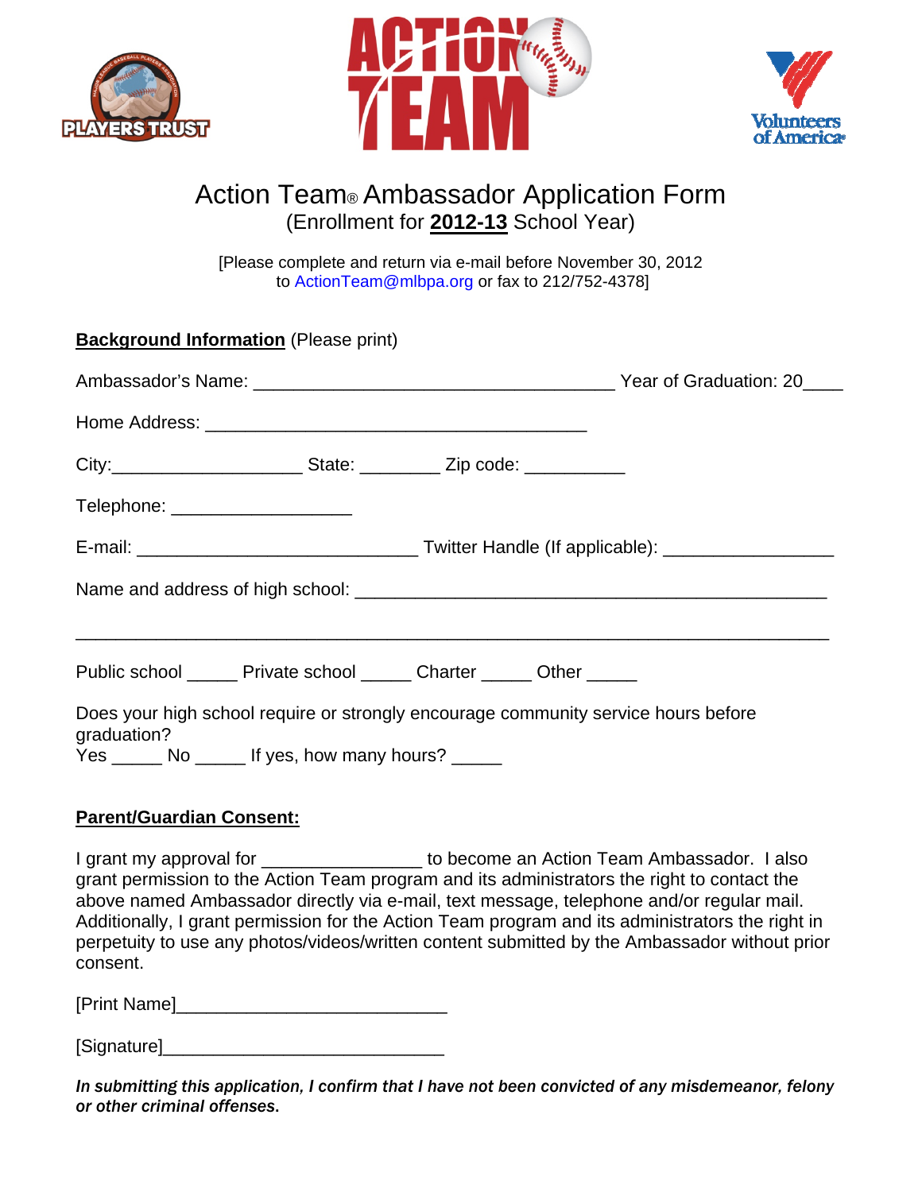# Action Team® Ambassador Application Form

(Enrollment for **2012-13** School Year)

[Please complete and return via e-mail before November 30, 2012 to ActionTeam@mlbpa.org or fax to 212/752-4378]

**Background Information** (Please print)

Ambassador's Name: ____________________________________ Year of Graduation: 20____

Home Address: ______________________________________

City:___________________ State: ________ Zip code: __________

Telephone: __________________

E-mail: ____________________________ Twitter Handle (If applicable): _________________

Name and address of high school: _______________________________________________

_____________________________________________________________________________

Public school _____ Private school _____ Charter _____ Other _____

Does your high school require or strongly encourage community service hours before graduation?
Yes _____ No _____ If yes, how many hours? _____

**Parent/Guardian Consent:**

I grant my approval for ________________ to become an Action Team Ambassador. I also grant permission to the Action Team program and its administrators the right to contact the above named Ambassador directly via e-mail, text message, telephone and/or regular mail. Additionally, I grant permission for the Action Team program and its administrators the right in perpetuity to use any photos/videos/written content submitted by the Ambassador without prior consent.

[Print Name]___________________________

[Signature]____________________________

***In submitting this application, I confirm that I have not been convicted of any misdemeanor, felony or other criminal offenses.***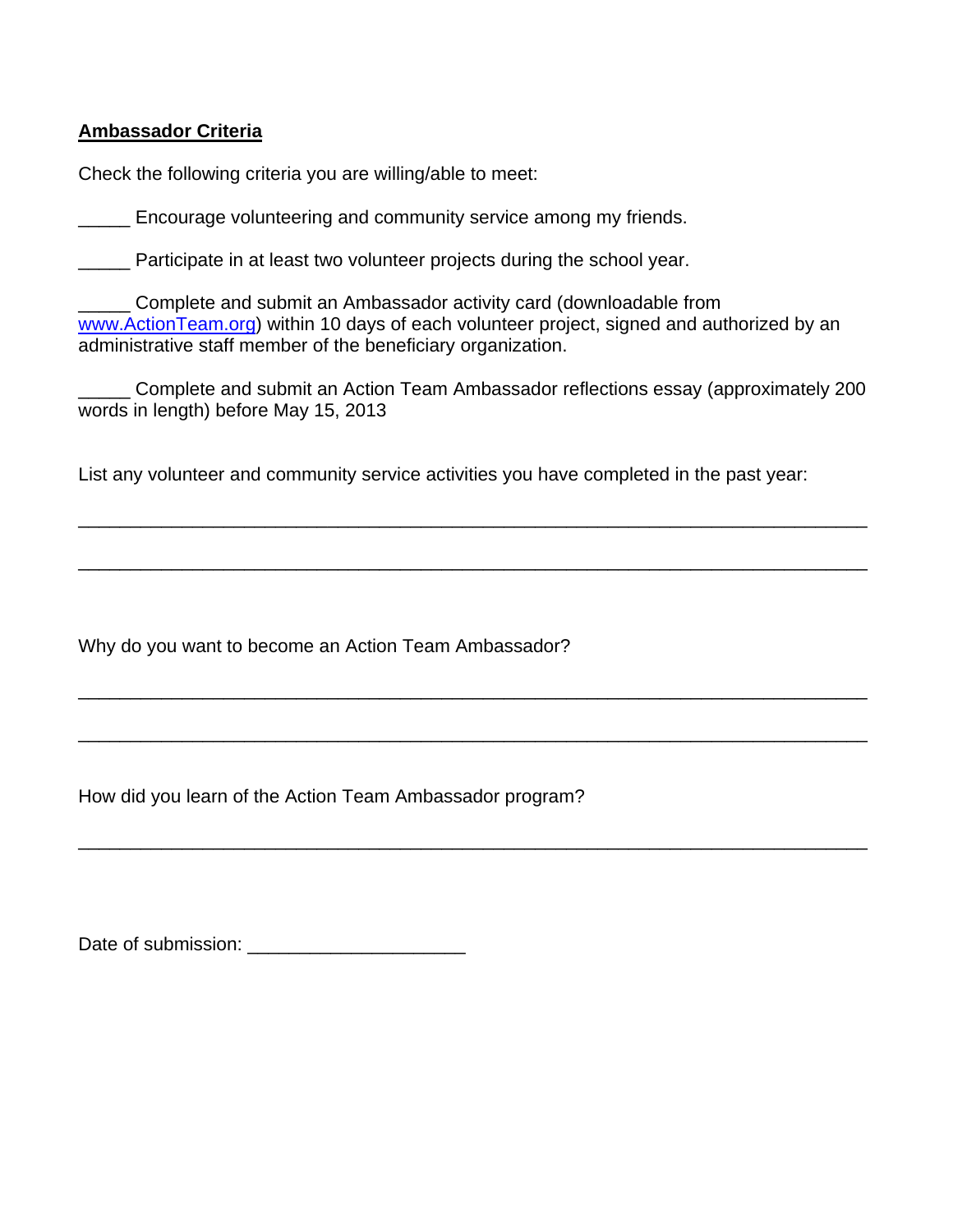**Ambassador Criteria**

Check the following criteria you are willing/able to meet:

_____ Encourage volunteering and community service among my friends.

_____ Participate in at least two volunteer projects during the school year.

_____ Complete and submit an Ambassador activity card (downloadable from www.ActionTeam.org) within 10 days of each volunteer project, signed and authorized by an administrative staff member of the beneficiary organization.

_____ Complete and submit an Action Team Ambassador reflections essay (approximately 200 words in length) before May 15, 2013

List any volunteer and community service activities you have completed in the past year:

_____________________________________________________________________________

_____________________________________________________________________________

Why do you want to become an Action Team Ambassador?

_____________________________________________________________________________

_____________________________________________________________________________

How did you learn of the Action Team Ambassador program?

_____________________________________________________________________________

Date of submission: ____________________